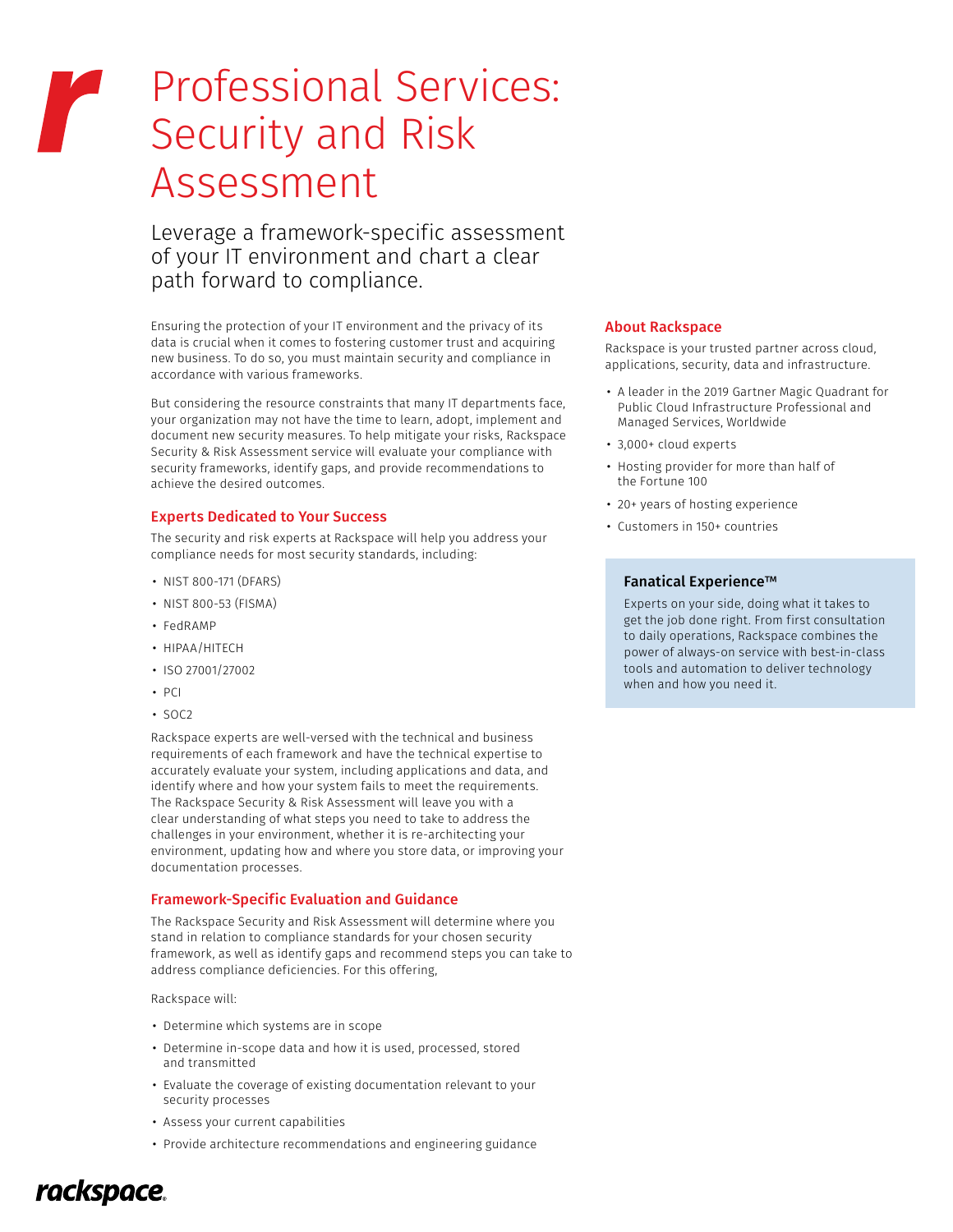# Professional Services: Security and Risk Assessment

## Leverage a framework-specific assessment of your IT environment and chart a clear path forward to compliance.

Ensuring the protection of your IT environment and the privacy of its data is crucial when it comes to fostering customer trust and acquiring new business. To do so, you must maintain security and compliance in accordance with various frameworks.

But considering the resource constraints that many IT departments face, your organization may not have the time to learn, adopt, implement and document new security measures. To help mitigate your risks, Rackspace Security & Risk Assessment service will evaluate your compliance with security frameworks, identify gaps, and provide recommendations to achieve the desired outcomes.

### Experts Dedicated to Your Success

The security and risk experts at Rackspace will help you address your compliance needs for most security standards, including:

- NIST 800-171 (DFARS)
- NIST 800-53 (FISMA)
- FedRAMP
- HIPAA/HITECH
- ISO 27001/27002
- PCI
- SOC2

Rackspace experts are well-versed with the technical and business requirements of each framework and have the technical expertise to accurately evaluate your system, including applications and data, and identify where and how your system fails to meet the requirements. The Rackspace Security & Risk Assessment will leave you with a clear understanding of what steps you need to take to address the challenges in your environment, whether it is re-architecting your environment, updating how and where you store data, or improving your documentation processes.

### Framework-Specific Evaluation and Guidance

The Rackspace Security and Risk Assessment will determine where you stand in relation to compliance standards for your chosen security framework, as well as identify gaps and recommend steps you can take to address compliance deficiencies. For this offering,

Rackspace will:

- Determine which systems are in scope
- Determine in-scope data and how it is used, processed, stored and transmitted
- Evaluate the coverage of existing documentation relevant to your security processes
- Assess your current capabilities
- Provide architecture recommendations and engineering guidance

### About Rackspace

Rackspace is your trusted partner across cloud, applications, security, data and infrastructure.

- A leader in the 2019 Gartner Magic Quadrant for Public Cloud Infrastructure Professional and Managed Services, Worldwide
- 3,000+ cloud experts
- Hosting provider for more than half of the Fortune 100
- 20+ years of hosting experience
- Customers in 150+ countries

### Fanatical Experience™

Experts on your side, doing what it takes to get the job done right. From first consultation to daily operations, Rackspace combines the power of always-on service with best-in-class tools and automation to deliver technology when and how you need it.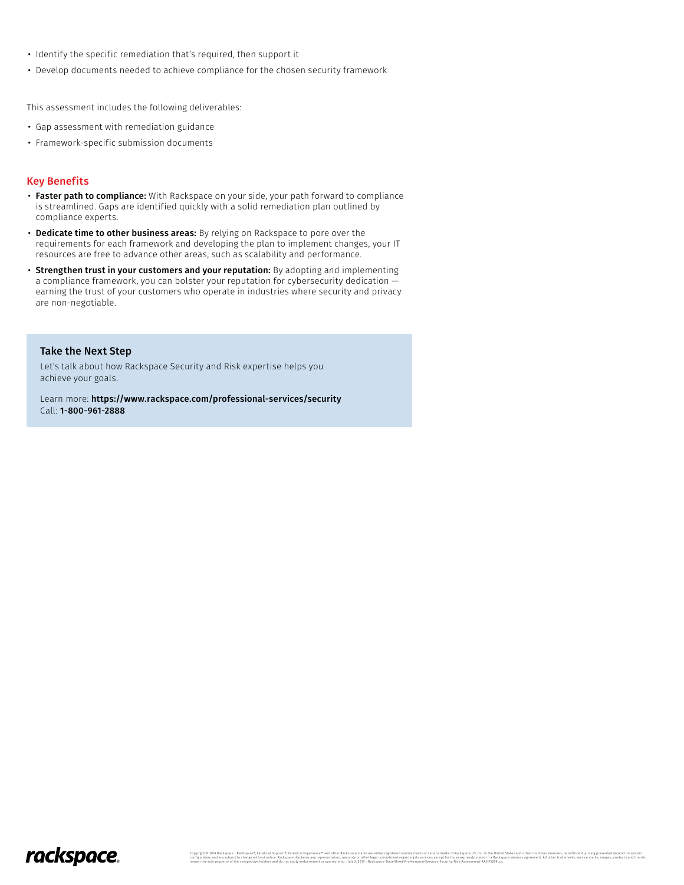- Identify the specific remediation that's required, then support it
- Develop documents needed to achieve compliance for the chosen security framework

This assessment includes the following deliverables:

- Gap assessment with remediation guidance
- Framework-specific submission documents

## Key Benefits

- **Faster path to compliance:** With Rackspace on your side, your path forward to compliance is streamlined. Gaps are identified quickly with a solid remediation plan outlined by compliance experts.
- **Dedicate time to other business areas:** By relying on Rackspace to pore over the requirements for each framework and developing the plan to implement changes, your IT resources are free to advance other areas, such as scalability and performance.
- **Strengthen trust in your customers and your reputation:** By adopting and implementing a compliance framework, you can bolster your reputation for cybersecurity dedication — earning the trust of your customers who operate in industries where security and privacy are non-negotiable.

### Take the Next Step

Let's talk about how Rackspace Security and Risk expertise helps you achieve your goals.

Learn more: **https://www.rackspace.com/professional-services/security**
Call: **1-800-961-2888**

Copyright © 2019 Rackspace :: Rackspace®, Fanatical Support®, Fanatical Experience™ and other Rackspace marks are either registered service marks or service marks of Rackspace US, Inc. in the United States and other countries. Features, benefits and pricing presented depend on system configuration and are subject to change without notice. Rackspace disclaims any representation, warranty or other legal commitment regarding its services except for those expressly stated in a Rackspace services agreement. All other trademarks, service marks, images, products and brands remain the sole property of their respective holders and do not imply endorsement or sponsorship. :: July 2, 2019 :: Rackspace-Data-Sheet-Professional-Services-Security-Risk-Assessment-RAS-15288_us